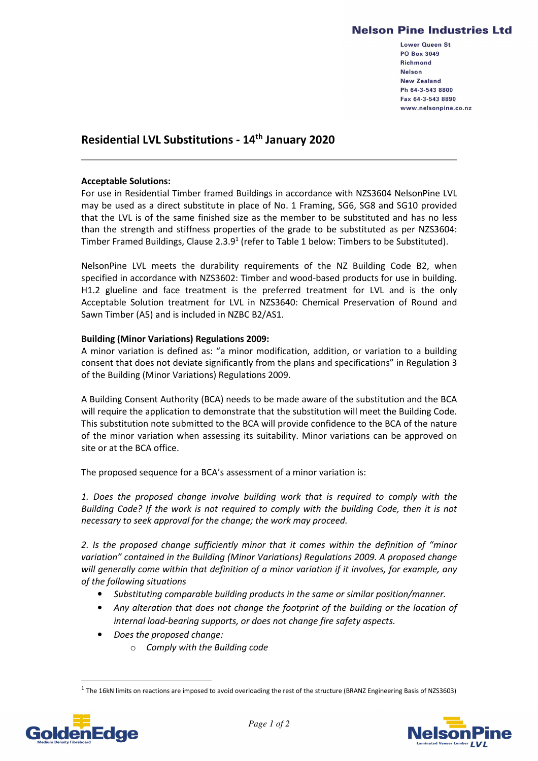**Nelson Pine Industries Ltd**

Lower Queen St
PO Box 3049
Richmond
Nelson
New Zealand
Ph 64-3-543 8800
Fax 64-3-543 8890
www.nelsonpine.co.nz

# Residential LVL Substitutions - 14th January 2020

**Acceptable Solutions:**

For use in Residential Timber framed Buildings in accordance with NZS3604 NelsonPine LVL may be used as a direct substitute in place of No. 1 Framing, SG6, SG8 and SG10 provided that the LVL is of the same finished size as the member to be substituted and has no less than the strength and stiffness properties of the grade to be substituted as per NZS3604: Timber Framed Buildings, Clause 2.3.9[1] (refer to Table 1 below: Timbers to be Substituted).

NelsonPine LVL meets the durability requirements of the NZ Building Code B2, when specified in accordance with NZS3602: Timber and wood-based products for use in building. H1.2 glueline and face treatment is the preferred treatment for LVL and is the only Acceptable Solution treatment for LVL in NZS3640: Chemical Preservation of Round and Sawn Timber (A5) and is included in NZBC B2/AS1.

**Building (Minor Variations) Regulations 2009:**

A minor variation is defined as: "a minor modification, addition, or variation to a building consent that does not deviate significantly from the plans and specifications" in Regulation 3 of the Building (Minor Variations) Regulations 2009.

A Building Consent Authority (BCA) needs to be made aware of the substitution and the BCA will require the application to demonstrate that the substitution will meet the Building Code. This substitution note submitted to the BCA will provide confidence to the BCA of the nature of the minor variation when assessing its suitability. Minor variations can be approved on site or at the BCA office.

The proposed sequence for a BCA's assessment of a minor variation is:

*1. Does the proposed change involve building work that is required to comply with the Building Code? If the work is not required to comply with the building Code, then it is not necessary to seek approval for the change; the work may proceed.*

*2. Is the proposed change sufficiently minor that it comes within the definition of "minor variation" contained in the Building (Minor Variations) Regulations 2009. A proposed change will generally come within that definition of a minor variation if it involves, for example, any of the following situations*

- *Substituting comparable building products in the same or similar position/manner.*
- *Any alteration that does not change the footprint of the building or the location of internal load-bearing supports, or does not change fire safety aspects.*
- *Does the proposed change:*
  - *Comply with the Building code*

[1] The 16kN limits on reactions are imposed to avoid overloading the rest of the structure (BRANZ Engineering Basis of NZS3603)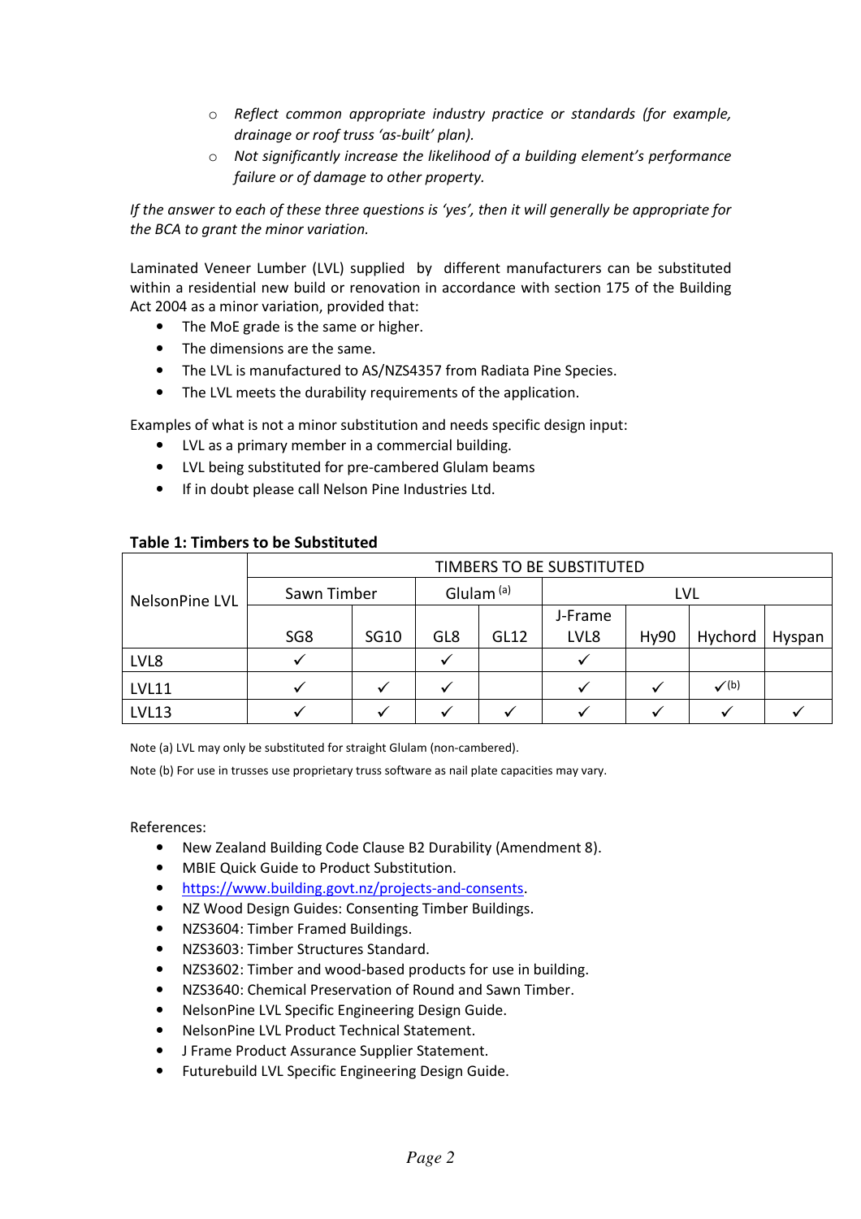- *Reflect common appropriate industry practice or standards (for example, drainage or roof truss 'as-built' plan).*
- *Not significantly increase the likelihood of a building element's performance failure or of damage to other property.*

*If the answer to each of these three questions is 'yes', then it will generally be appropriate for the BCA to grant the minor variation.*

Laminated Veneer Lumber (LVL) supplied by different manufacturers can be substituted within a residential new build or renovation in accordance with section 175 of the Building Act 2004 as a minor variation, provided that:

- The MoE grade is the same or higher.
- The dimensions are the same.
- The LVL is manufactured to AS/NZS4357 from Radiata Pine Species.
- The LVL meets the durability requirements of the application.

Examples of what is not a minor substitution and needs specific design input:

- LVL as a primary member in a commercial building.
- LVL being substituted for pre-cambered Glulam beams
- If in doubt please call Nelson Pine Industries Ltd.

**Table 1: Timbers to be Substituted**

| NelsonPine LVL | TIMBERS TO BE SUBSTITUTED | | | | | | | |
|---|---|---|---|---|---|---|---|---|
| | Sawn Timber | | Glulam [(a)] | | LVL | | | |
| | SG8 | SG10 | GL8 | GL12 | J-Frame LVL8 | Hy90 | Hychord | Hyspan |
| LVL8 | ✓ | | ✓ | | ✓ | | | |
| LVL11 | ✓ | ✓ | ✓ | | ✓ | ✓ | ✓[(b)] | |
| LVL13 | ✓ | ✓ | ✓ | ✓ | ✓ | ✓ | ✓ | ✓ |

Note (a) LVL may only be substituted for straight Glulam (non-cambered).

Note (b) For use in trusses use proprietary truss software as nail plate capacities may vary.

References:

- New Zealand Building Code Clause B2 Durability (Amendment 8).
- MBIE Quick Guide to Product Substitution.
- https://www.building.govt.nz/projects-and-consents.
- NZ Wood Design Guides: Consenting Timber Buildings.
- NZS3604: Timber Framed Buildings.
- NZS3603: Timber Structures Standard.
- NZS3602: Timber and wood-based products for use in building.
- NZS3640: Chemical Preservation of Round and Sawn Timber.
- NelsonPine LVL Specific Engineering Design Guide.
- NelsonPine LVL Product Technical Statement.
- J Frame Product Assurance Supplier Statement.
- Futurebuild LVL Specific Engineering Design Guide.